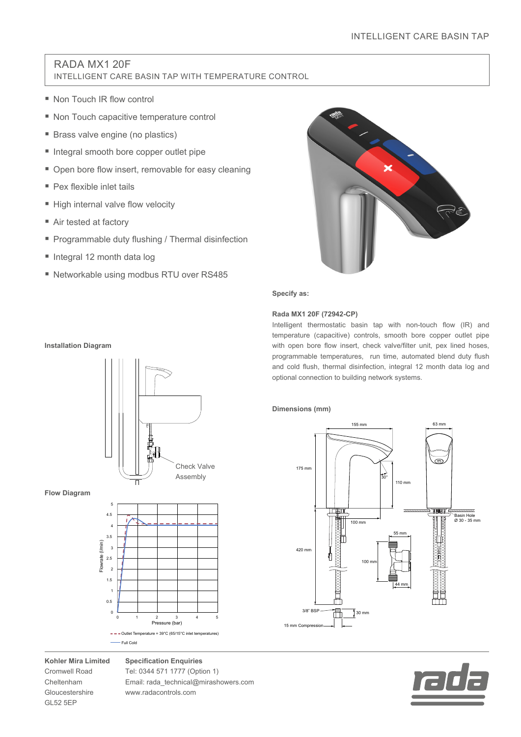# RADA MX1 20F

## INTELLIGENT CARE BASIN TAP WITH TEMPERATURE CONTROL

- Non Touch IR flow control
- Non Touch capacitive temperature control
- Brass valve engine (no plastics)
- Integral smooth bore copper outlet pipe
- Open bore flow insert, removable for easy cleaning
- Pex flexible inlet tails
- High internal valve flow velocity
- Air tested at factory
- Programmable duty flushing / Thermal disinfection
- Integral 12 month data log
- Networkable using modbus RTU over RS485

**Specify as:**

**Rada MX1 20F (72942-CP)**

Intelligent thermostatic basin tap with non-touch flow (IR) and temperature (capacitive) controls, smooth bore copper outlet pipe with open bore flow insert, check valve/filter unit, pex lined hoses, programmable temperatures, run time, automated blend duty flush and cold flush, thermal disinfection, integral 12 month data log and optional connection to building network systems.

**Installation Diagram**

Check Valve Assembly

**Flow Diagram**

Flowrate (l/min) vs Pressure (bar)

- - - Outlet Temperature = 39°C (65/15°C inlet temperatures)

—— Full Cold

**Dimensions (mm)**

155 mm, 63 mm, 175 mm, 30°, 110 mm, 100 mm, Basin Hole Ø 30 - 35 mm, 55 mm, 420 mm, 100 mm, 44 mm, 3/8" BSP, 30 mm, 15 mm Compression

**Kohler Mira Limited**
Cromwell Road
Cheltenham
Gloucestershire
GL52 5EP

**Specification Enquiries**
Tel: 0344 571 1777 (Option 1)
Email: rada_technical@mirashowers.com
www.radacontrols.com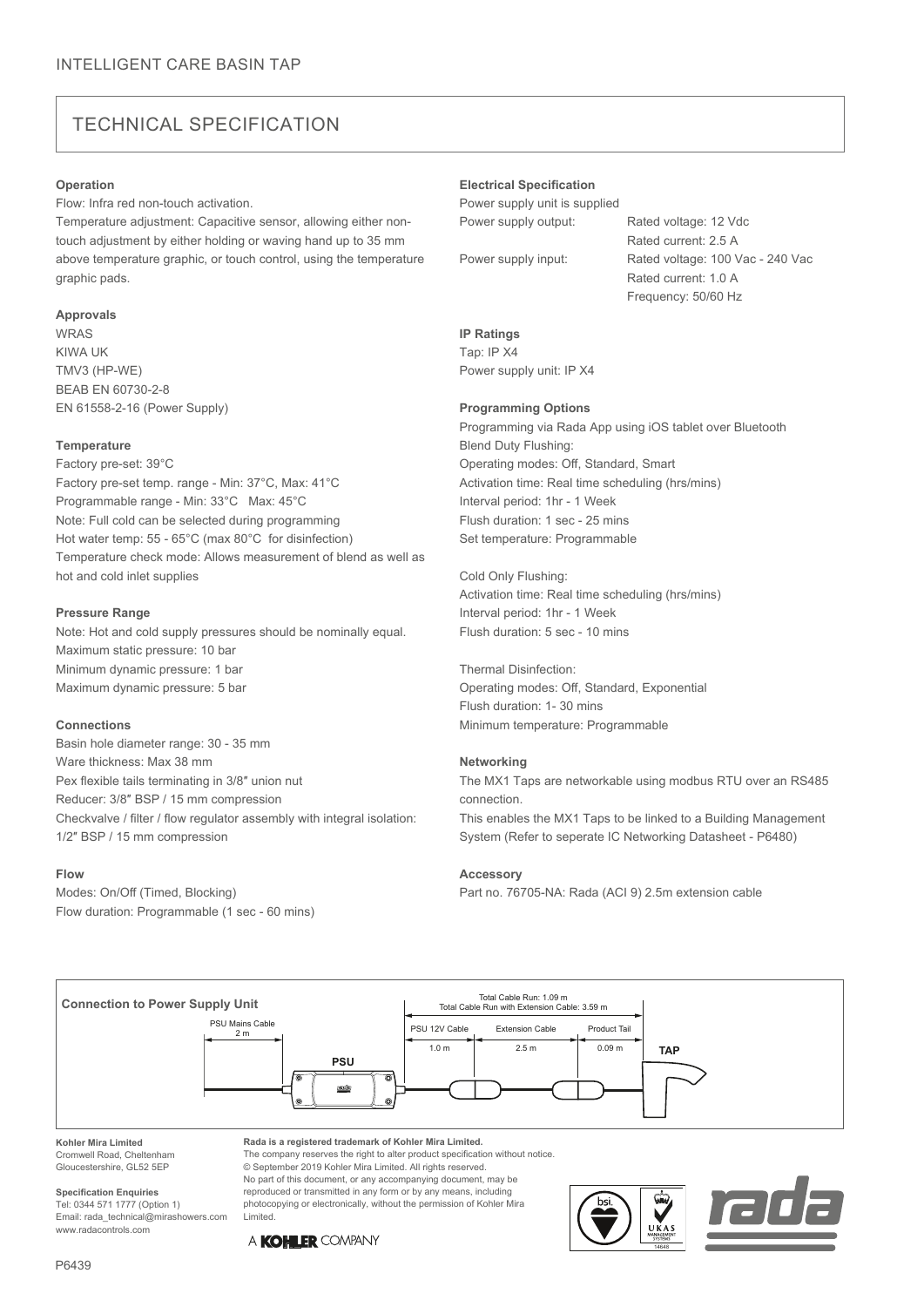INTELLIGENT CARE BASIN TAP

# TECHNICAL SPECIFICATION

### Operation

Flow: Infra red non-touch activation.
Temperature adjustment: Capacitive sensor, allowing either non-touch adjustment by either holding or waving hand up to 35 mm above temperature graphic, or touch control, using the temperature graphic pads.

### Approvals

WRAS
KIWA UK
TMV3 (HP-WE)
BEAB EN 60730-2-8
EN 61558-2-16 (Power Supply)

### Temperature

Factory pre-set: 39°C
Factory pre-set temp. range - Min: 37°C, Max: 41°C
Programmable range - Min: 33°C Max: 45°C
Note: Full cold can be selected during programming
Hot water temp: 55 - 65°C (max 80°C for disinfection)
Temperature check mode: Allows measurement of blend as well as hot and cold inlet supplies

### Pressure Range

Note: Hot and cold supply pressures should be nominally equal.
Maximum static pressure: 10 bar
Minimum dynamic pressure: 1 bar
Maximum dynamic pressure: 5 bar

### Connections

Basin hole diameter range: 30 - 35 mm
Ware thickness: Max 38 mm
Pex flexible tails terminating in 3/8″ union nut
Reducer: 3/8″ BSP / 15 mm compression
Checkvalve / filter / flow regulator assembly with integral isolation: 1/2″ BSP / 15 mm compression

### Flow

Modes: On/Off (Timed, Blocking)
Flow duration: Programmable (1 sec - 60 mins)

### Electrical Specification

Power supply unit is supplied

| | |
|---|---|
| Power supply output: | Rated voltage: 12 Vdc<br>Rated current: 2.5 A |
| Power supply input: | Rated voltage: 100 Vac - 240 Vac<br>Rated current: 1.0 A<br>Frequency: 50/60 Hz |

### IP Ratings

Tap: IP X4
Power supply unit: IP X4

### Programming Options

Programming via Rada App using iOS tablet over Bluetooth
Blend Duty Flushing:
Operating modes: Off, Standard, Smart
Activation time: Real time scheduling (hrs/mins)
Interval period: 1hr - 1 Week
Flush duration: 1 sec - 25 mins
Set temperature: Programmable

Cold Only Flushing:
Activation time: Real time scheduling (hrs/mins)
Interval period: 1hr - 1 Week
Flush duration: 5 sec - 10 mins

Thermal Disinfection:
Operating modes: Off, Standard, Exponential
Flush duration: 1- 30 mins
Minimum temperature: Programmable

### Networking

The MX1 Taps are networkable using modbus RTU over an RS485 connection.
This enables the MX1 Taps to be linked to a Building Management System (Refer to seperate IC Networking Datasheet - P6480)

### Accessory

Part no. 76705-NA: Rada (ACI 9) 2.5m extension cable

### Connection to Power Supply Unit

Total Cable Run: 1.09 m
Total Cable Run with Extension Cable: 3.59 m
PSU Mains Cable
2 m
PSU 12V Cable
1.0 m
Extension Cable
2.5 m
Product Tail
0.09 m
PSU
TAP

**Kohler Mira Limited**
Cromwell Road, Cheltenham
Gloucestershire, GL52 5EP

**Specification Enquiries**
Tel: 0344 571 1777 (Option 1)
Email: rada_technical@mirashowers.com
www.radacontrols.com

**Rada is a registered trademark of Kohler Mira Limited.**
The company reserves the right to alter product specification without notice.
© September 2019 Kohler Mira Limited. All rights reserved.
No part of this document, or any accompanying document, may be reproduced or transmitted in any form or by any means, including photocopying or electronically, without the permission of Kohler Mira Limited.

A KOHLER COMPANY

P6439